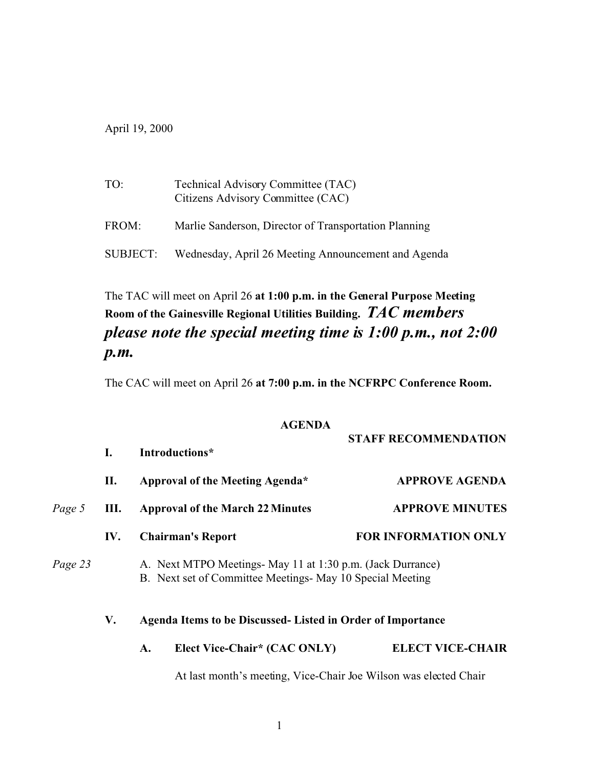April 19, 2000

TO: Technical Advisory Committee (TAC)
Citizens Advisory Committee (CAC)

FROM: Marlie Sanderson, Director of Transportation Planning

SUBJECT: Wednesday, April 26 Meeting Announcement and Agenda

The TAC will meet on April 26 **at 1:00 p.m. in the General Purpose Meeting Room of the Gainesville Regional Utilities Building.** ***TAC members please note the special meeting time is 1:00 p.m., not 2:00 p.m.***

The CAC will meet on April 26 **at 7:00 p.m. in the NCFRPC Conference Room.**

**AGENDA**

| | | | **STAFF RECOMMENDATION** |
|---|---|---|---|
| | **I.** | **Introductions*** | |
| | **II.** | **Approval of the Meeting Agenda*** | **APPROVE AGENDA** |
| *Page 5* | **III.** | **Approval of the March 22 Minutes** | **APPROVE MINUTES** |
| | **IV.** | **Chairman's Report** | **FOR INFORMATION ONLY** |

*Page 23*

A. Next MTPO Meetings- May 11 at 1:30 p.m. (Jack Durrance)
B. Next set of Committee Meetings- May 10 Special Meeting

**V. Agenda Items to be Discussed- Listed in Order of Importance**

**A. Elect Vice-Chair* (CAC ONLY)** — **ELECT VICE-CHAIR**

At last month's meeting, Vice-Chair Joe Wilson was elected Chair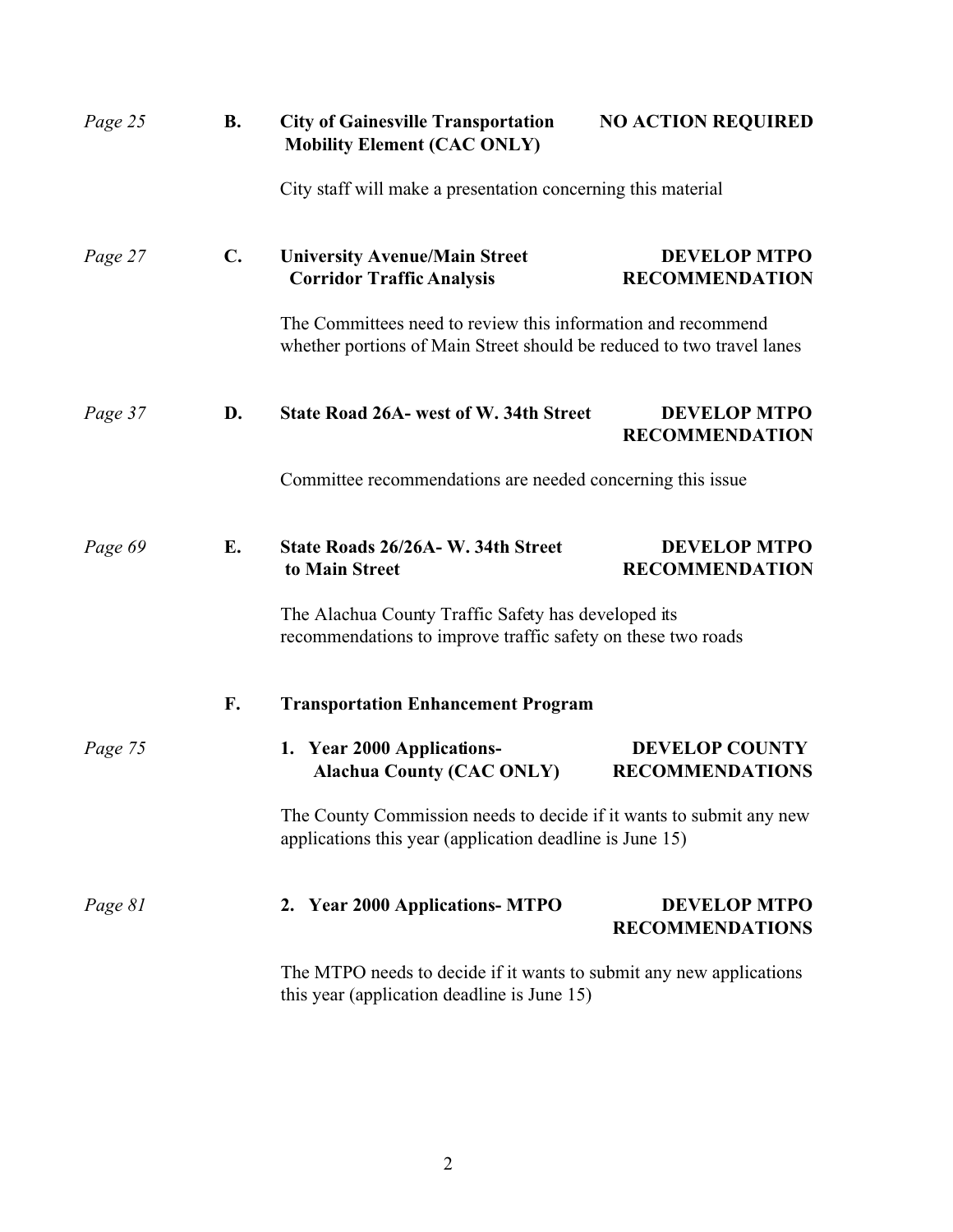*Page 25* **B.** **City of Gainesville Transportation Mobility Element (CAC ONLY)** — **NO ACTION REQUIRED**

City staff will make a presentation concerning this material

*Page 27* **C.** **University Avenue/Main Street Corridor Traffic Analysis** — **DEVELOP MTPO RECOMMENDATION**

The Committees need to review this information and recommend whether portions of Main Street should be reduced to two travel lanes

*Page 37* **D.** **State Road 26A- west of W. 34th Street** — **DEVELOP MTPO RECOMMENDATION**

Committee recommendations are needed concerning this issue

*Page 69* **E.** **State Roads 26/26A- W. 34th Street to Main Street** — **DEVELOP MTPO RECOMMENDATION**

The Alachua County Traffic Safety has developed its recommendations to improve traffic safety on these two roads

**F.** **Transportation Enhancement Program**

*Page 75* **1. Year 2000 Applications- Alachua County (CAC ONLY)** — **DEVELOP COUNTY RECOMMENDATIONS**

The County Commission needs to decide if it wants to submit any new applications this year (application deadline is June 15)

*Page 81* **2. Year 2000 Applications- MTPO** — **DEVELOP MTPO RECOMMENDATIONS**

The MTPO needs to decide if it wants to submit any new applications this year (application deadline is June 15)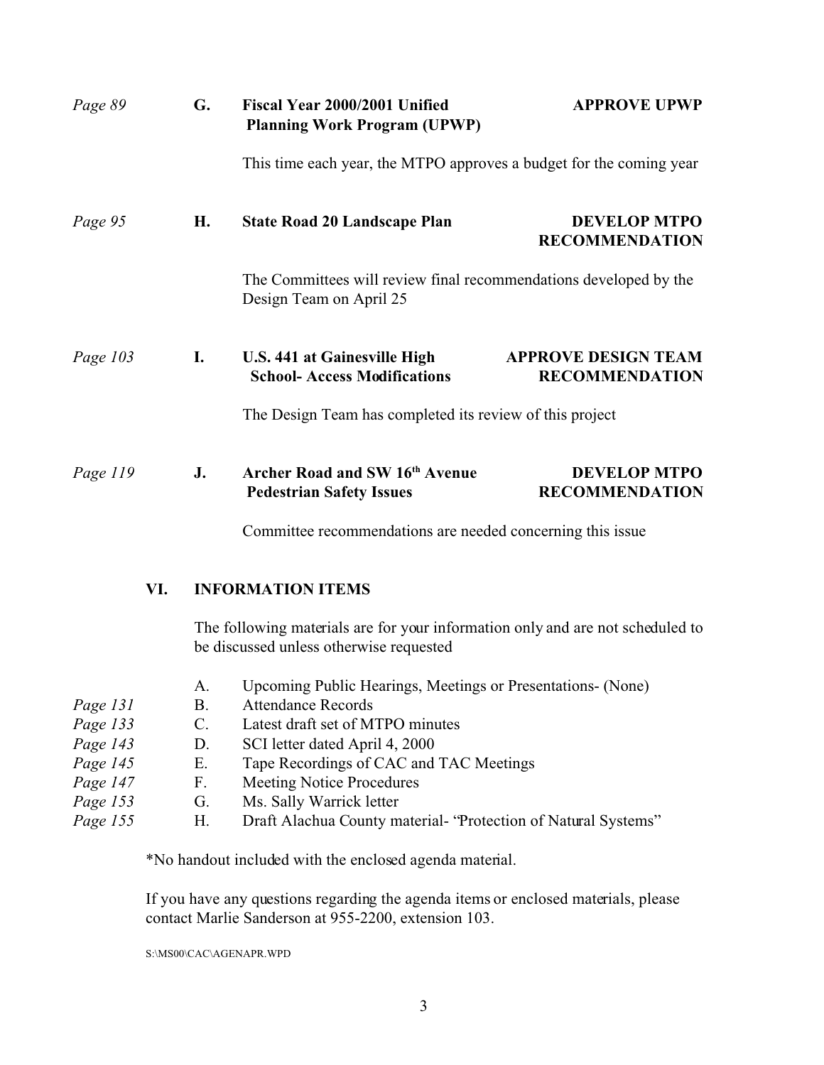*Page 89* **G. Fiscal Year 2000/2001 Unified Planning Work Program (UPWP)** **APPROVE UPWP**

This time each year, the MTPO approves a budget for the coming year

*Page 95* **H. State Road 20 Landscape Plan** **DEVELOP MTPO RECOMMENDATION**

The Committees will review final recommendations developed by the Design Team on April 25

*Page 103* **I. U.S. 441 at Gainesville High School- Access Modifications** **APPROVE DESIGN TEAM RECOMMENDATION**

The Design Team has completed its review of this project

*Page 119* **J. Archer Road and SW 16th Avenue Pedestrian Safety Issues** **DEVELOP MTPO RECOMMENDATION**

Committee recommendations are needed concerning this issue

## VI. INFORMATION ITEMS

The following materials are for your information only and are not scheduled to be discussed unless otherwise requested

A. Upcoming Public Hearings, Meetings or Presentations- (None)
*Page 131* B. Attendance Records
*Page 133* C. Latest draft set of MTPO minutes
*Page 143* D. SCI letter dated April 4, 2000
*Page 145* E. Tape Recordings of CAC and TAC Meetings
*Page 147* F. Meeting Notice Procedures
*Page 153* G. Ms. Sally Warrick letter
*Page 155* H. Draft Alachua County material- "Protection of Natural Systems"

*No handout included with the enclosed agenda material.

If you have any questions regarding the agenda items or enclosed materials, please contact Marlie Sanderson at 955-2200, extension 103.

S:\MS00\CAC\AGENAPR.WPD